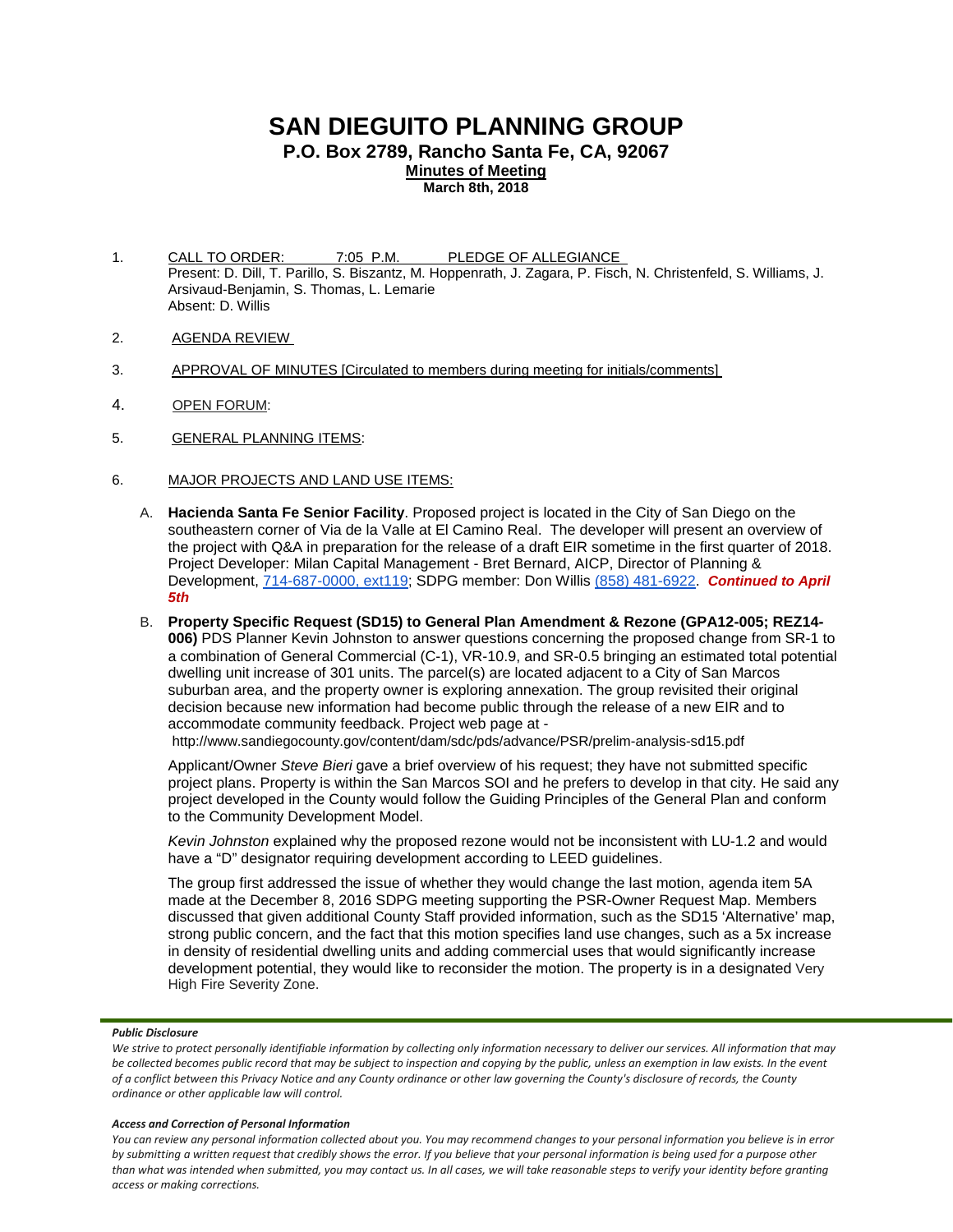# SAN DIEGUITO PLANNING GROUP

**P.O. Box 2789, Rancho Santa Fe, CA, 92067**

**Minutes of Meeting**

**March 8th, 2018**

1. CALL TO ORDER: 7:05 P.M. PLEDGE OF ALLEGIANCE
   Present: D. Dill, T. Parillo, S. Biszantz, M. Hoppenrath, J. Zagara, P. Fisch, N. Christenfeld, S. Williams, J. Arsivaud-Benjamin, S. Thomas, L. Lemarie
   Absent: D. Willis

2. AGENDA REVIEW

3. APPROVAL OF MINUTES [Circulated to members during meeting for initials/comments]

4. OPEN FORUM:

5. GENERAL PLANNING ITEMS:

6. MAJOR PROJECTS AND LAND USE ITEMS:

   A. **Hacienda Santa Fe Senior Facility**. Proposed project is located in the City of San Diego on the southeastern corner of Via de la Valle at El Camino Real. The developer will present an overview of the project with Q&A in preparation for the release of a draft EIR sometime in the first quarter of 2018. Project Developer: Milan Capital Management - Bret Bernard, AICP, Director of Planning & Development, 714-687-0000, ext119; SDPG member: Don Willis (858) 481-6922. ***Continued to April 5th***

   B. **Property Specific Request (SD15) to General Plan Amendment & Rezone (GPA12-005; REZ14-006)** PDS Planner Kevin Johnston to answer questions concerning the proposed change from SR-1 to a combination of General Commercial (C-1), VR-10.9, and SR-0.5 bringing an estimated total potential dwelling unit increase of 301 units. The parcel(s) are located adjacent to a City of San Marcos suburban area, and the property owner is exploring annexation. The group revisited their original decision because new information had become public through the release of a new EIR and to accommodate community feedback. Project web page at -
   http://www.sandiegocounty.gov/content/dam/sdc/pds/advance/PSR/prelim-analysis-sd15.pdf

   Applicant/Owner *Steve Bieri* gave a brief overview of his request; they have not submitted specific project plans. Property is within the San Marcos SOI and he prefers to develop in that city. He said any project developed in the County would follow the Guiding Principles of the General Plan and conform to the Community Development Model.

   *Kevin Johnston* explained why the proposed rezone would not be inconsistent with LU-1.2 and would have a "D" designator requiring development according to LEED guidelines.

   The group first addressed the issue of whether they would change the last motion, agenda item 5A made at the December 8, 2016 SDPG meeting supporting the PSR-Owner Request Map. Members discussed that given additional County Staff provided information, such as the SD15 'Alternative' map, strong public concern, and the fact that this motion specifies land use changes, such as a 5x increase in density of residential dwelling units and adding commercial uses that would significantly increase development potential, they would like to reconsider the motion. The property is in a designated Very High Fire Severity Zone.

***Public Disclosure***

*We strive to protect personally identifiable information by collecting only information necessary to deliver our services. All information that may be collected becomes public record that may be subject to inspection and copying by the public, unless an exemption in law exists. In the event of a conflict between this Privacy Notice and any County ordinance or other law governing the County's disclosure of records, the County ordinance or other applicable law will control.*

***Access and Correction of Personal Information***

*You can review any personal information collected about you. You may recommend changes to your personal information you believe is in error by submitting a written request that credibly shows the error. If you believe that your personal information is being used for a purpose other than what was intended when submitted, you may contact us. In all cases, we will take reasonable steps to verify your identity before granting access or making corrections.*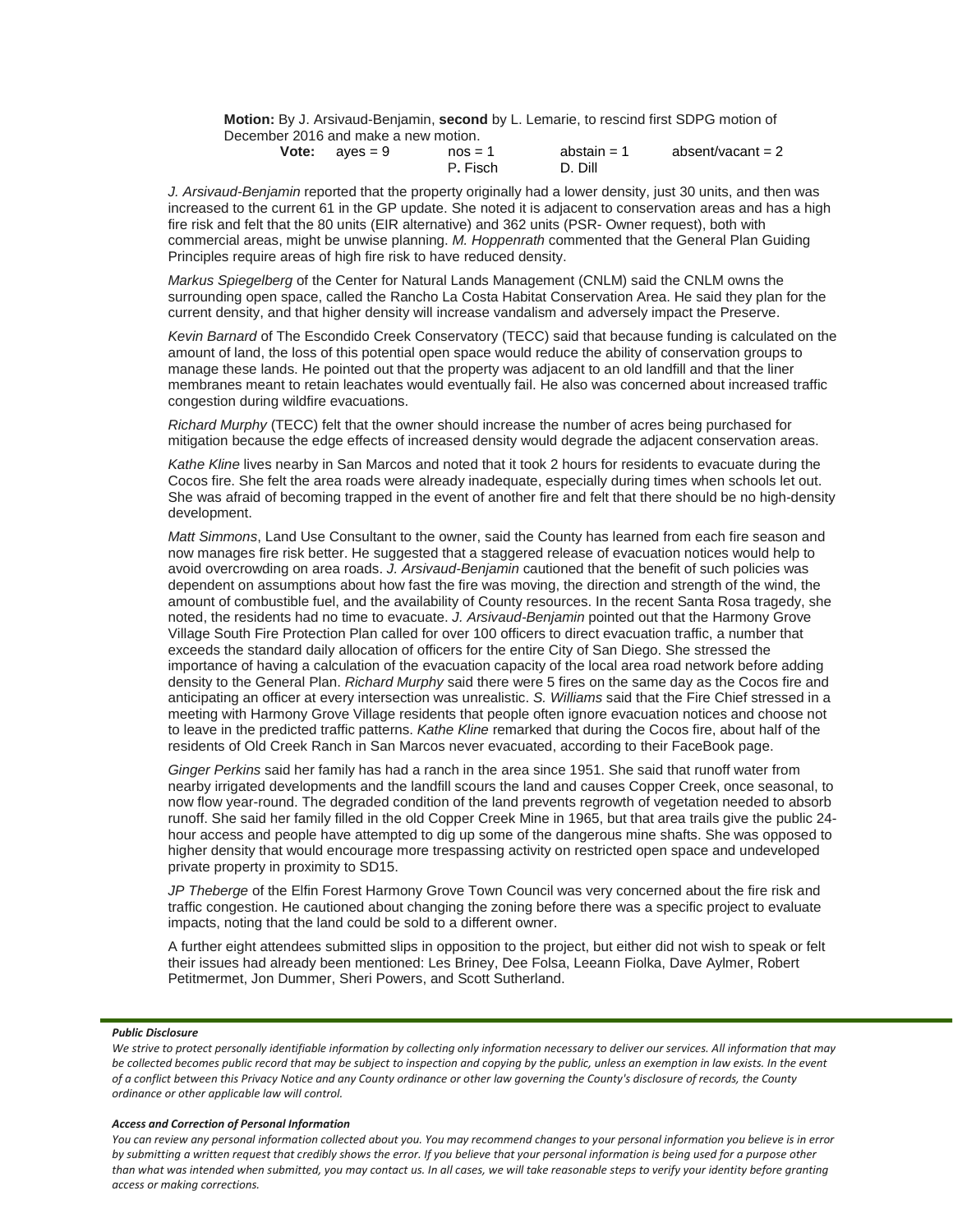**Motion:** By J. Arsivaud-Benjamin, **second** by L. Lemarie, to rescind first SDPG motion of December 2016 and make a new motion.

| **Vote:** | ayes = 9 | nos = 1 | abstain = 1 | absent/vacant = 2 |
|---|---|---|---|---|
| | | P. Fisch | D. Dill | |

*J. Arsivaud-Benjamin* reported that the property originally had a lower density, just 30 units, and then was increased to the current 61 in the GP update. She noted it is adjacent to conservation areas and has a high fire risk and felt that the 80 units (EIR alternative) and 362 units (PSR- Owner request), both with commercial areas, might be unwise planning. *M. Hoppenrath* commented that the General Plan Guiding Principles require areas of high fire risk to have reduced density.

*Markus Spiegelberg* of the Center for Natural Lands Management (CNLM) said the CNLM owns the surrounding open space, called the Rancho La Costa Habitat Conservation Area. He said they plan for the current density, and that higher density will increase vandalism and adversely impact the Preserve.

*Kevin Barnard* of The Escondido Creek Conservatory (TECC) said that because funding is calculated on the amount of land, the loss of this potential open space would reduce the ability of conservation groups to manage these lands. He pointed out that the property was adjacent to an old landfill and that the liner membranes meant to retain leachates would eventually fail. He also was concerned about increased traffic congestion during wildfire evacuations.

*Richard Murphy* (TECC) felt that the owner should increase the number of acres being purchased for mitigation because the edge effects of increased density would degrade the adjacent conservation areas.

*Kathe Kline* lives nearby in San Marcos and noted that it took 2 hours for residents to evacuate during the Cocos fire. She felt the area roads were already inadequate, especially during times when schools let out. She was afraid of becoming trapped in the event of another fire and felt that there should be no high-density development.

*Matt Simmons*, Land Use Consultant to the owner, said the County has learned from each fire season and now manages fire risk better. He suggested that a staggered release of evacuation notices would help to avoid overcrowding on area roads. *J. Arsivaud-Benjamin* cautioned that the benefit of such policies was dependent on assumptions about how fast the fire was moving, the direction and strength of the wind, the amount of combustible fuel, and the availability of County resources. In the recent Santa Rosa tragedy, she noted, the residents had no time to evacuate. *J. Arsivaud-Benjamin* pointed out that the Harmony Grove Village South Fire Protection Plan called for over 100 officers to direct evacuation traffic, a number that exceeds the standard daily allocation of officers for the entire City of San Diego. She stressed the importance of having a calculation of the evacuation capacity of the local area road network before adding density to the General Plan. *Richard Murphy* said there were 5 fires on the same day as the Cocos fire and anticipating an officer at every intersection was unrealistic. *S. Williams* said that the Fire Chief stressed in a meeting with Harmony Grove Village residents that people often ignore evacuation notices and choose not to leave in the predicted traffic patterns. *Kathe Kline* remarked that during the Cocos fire, about half of the residents of Old Creek Ranch in San Marcos never evacuated, according to their FaceBook page.

*Ginger Perkins* said her family has had a ranch in the area since 1951. She said that runoff water from nearby irrigated developments and the landfill scours the land and causes Copper Creek, once seasonal, to now flow year-round. The degraded condition of the land prevents regrowth of vegetation needed to absorb runoff. She said her family filled in the old Copper Creek Mine in 1965, but that area trails give the public 24-hour access and people have attempted to dig up some of the dangerous mine shafts. She was opposed to higher density that would encourage more trespassing activity on restricted open space and undeveloped private property in proximity to SD15.

*JP Theberge* of the Elfin Forest Harmony Grove Town Council was very concerned about the fire risk and traffic congestion. He cautioned about changing the zoning before there was a specific project to evaluate impacts, noting that the land could be sold to a different owner.

A further eight attendees submitted slips in opposition to the project, but either did not wish to speak or felt their issues had already been mentioned: Les Briney, Dee Folsa, Leeann Fiolka, Dave Aylmer, Robert Petitmermet, Jon Dummer, Sheri Powers, and Scott Sutherland.

***Public Disclosure***

*We strive to protect personally identifiable information by collecting only information necessary to deliver our services. All information that may be collected becomes public record that may be subject to inspection and copying by the public, unless an exemption in law exists. In the event of a conflict between this Privacy Notice and any County ordinance or other law governing the County's disclosure of records, the County ordinance or other applicable law will control.*

***Access and Correction of Personal Information***

*You can review any personal information collected about you. You may recommend changes to your personal information you believe is in error by submitting a written request that credibly shows the error. If you believe that your personal information is being used for a purpose other than what was intended when submitted, you may contact us. In all cases, we will take reasonable steps to verify your identity before granting access or making corrections.*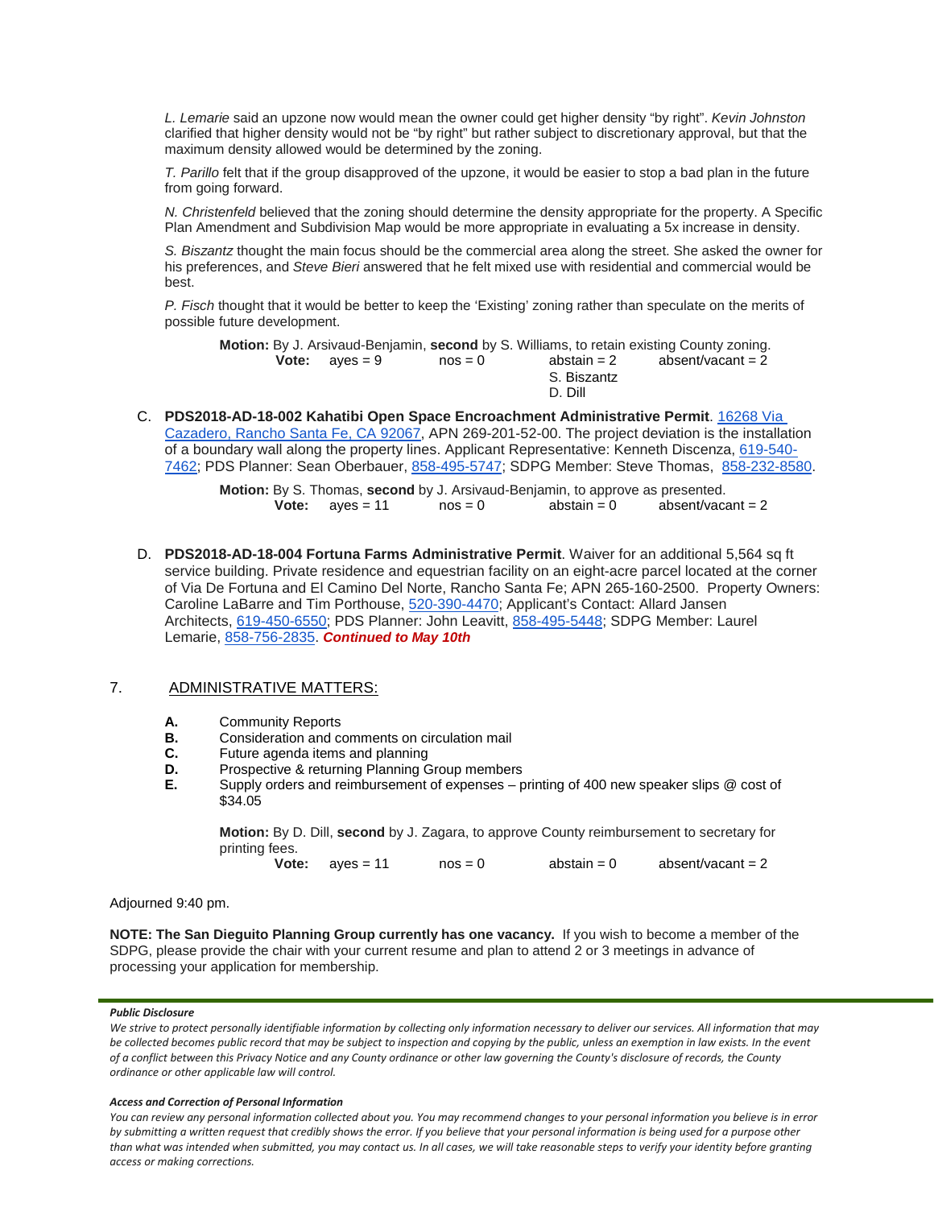*L. Lemarie* said an upzone now would mean the owner could get higher density "by right". *Kevin Johnston* clarified that higher density would not be "by right" but rather subject to discretionary approval, but that the maximum density allowed would be determined by the zoning.

*T. Parillo* felt that if the group disapproved of the upzone, it would be easier to stop a bad plan in the future from going forward.

*N. Christenfeld* believed that the zoning should determine the density appropriate for the property. A Specific Plan Amendment and Subdivision Map would be more appropriate in evaluating a 5x increase in density.

*S. Biszantz* thought the main focus should be the commercial area along the street. She asked the owner for his preferences, and *Steve Bieri* answered that he felt mixed use with residential and commercial would be best.

*P. Fisch* thought that it would be better to keep the 'Existing' zoning rather than speculate on the merits of possible future development.

> **Motion:** By J. Arsivaud-Benjamin, **second** by S. Williams, to retain existing County zoning.
> **Vote:** ayes = 9 nos = 0 abstain = 2 absent/vacant = 2
> S. Biszantz
> D. Dill

C. **PDS2018-AD-18-002 Kahatibi Open Space Encroachment Administrative Permit**. 16268 Via Cazadero, Rancho Santa Fe, CA 92067, APN 269-201-52-00. The project deviation is the installation of a boundary wall along the property lines. Applicant Representative: Kenneth Discenza, 619-540-7462; PDS Planner: Sean Oberbauer, 858-495-5747; SDPG Member: Steve Thomas, 858-232-8580.

> **Motion:** By S. Thomas, **second** by J. Arsivaud-Benjamin, to approve as presented.
> **Vote:** ayes = 11 nos = 0 abstain = 0 absent/vacant = 2

D. **PDS2018-AD-18-004 Fortuna Farms Administrative Permit**. Waiver for an additional 5,564 sq ft service building. Private residence and equestrian facility on an eight-acre parcel located at the corner of Via De Fortuna and El Camino Del Norte, Rancho Santa Fe; APN 265-160-2500. Property Owners: Caroline LaBarre and Tim Porthouse, 520-390-4470; Applicant's Contact: Allard Jansen Architects, 619-450-6550; PDS Planner: John Leavitt, 858-495-5448; SDPG Member: Laurel Lemarie, 858-756-2835. ***Continued to May 10th***

## 7. ADMINISTRATIVE MATTERS:

- **A.** Community Reports
- **B.** Consideration and comments on circulation mail
- **C.** Future agenda items and planning
- **D.** Prospective & returning Planning Group members
- **E.** Supply orders and reimbursement of expenses – printing of 400 new speaker slips @ cost of $34.05

> **Motion:** By D. Dill, **second** by J. Zagara, to approve County reimbursement to secretary for printing fees.
> **Vote:** ayes = 11 nos = 0 abstain = 0 absent/vacant = 2

Adjourned 9:40 pm.

**NOTE: The San Dieguito Planning Group currently has one vacancy.** If you wish to become a member of the SDPG, please provide the chair with your current resume and plan to attend 2 or 3 meetings in advance of processing your application for membership.

***Public Disclosure***

*We strive to protect personally identifiable information by collecting only information necessary to deliver our services. All information that may be collected becomes public record that may be subject to inspection and copying by the public, unless an exemption in law exists. In the event of a conflict between this Privacy Notice and any County ordinance or other law governing the County's disclosure of records, the County ordinance or other applicable law will control.*

***Access and Correction of Personal Information***

*You can review any personal information collected about you. You may recommend changes to your personal information you believe is in error by submitting a written request that credibly shows the error. If you believe that your personal information is being used for a purpose other than what was intended when submitted, you may contact us. In all cases, we will take reasonable steps to verify your identity before granting access or making corrections.*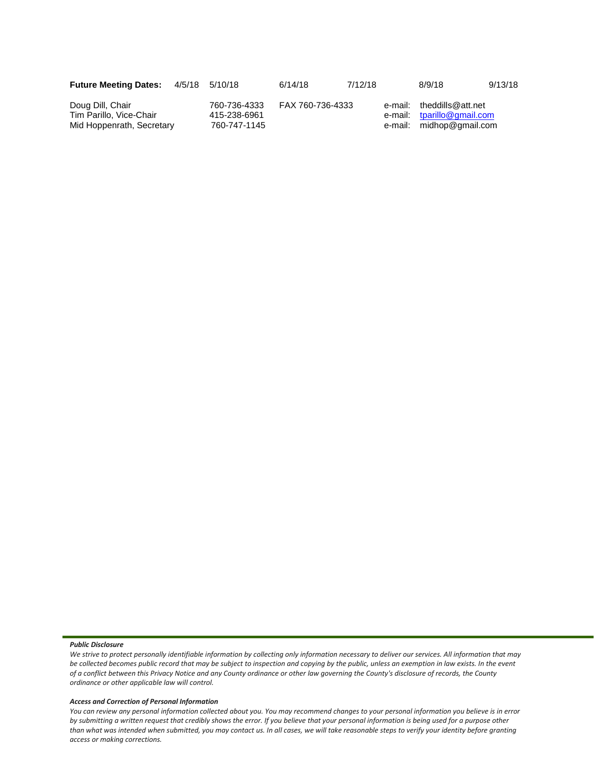**Future Meeting Dates:** 4/5/18 5/10/18 6/14/18 7/12/18 8/9/18 9/13/18

| | | | |
|---|---|---|---|
| Doug Dill, Chair | 760-736-4333 | FAX 760-736-4333 | e-mail: theddills@att.net |
| Tim Parillo, Vice-Chair | 415-238-6961 | | e-mail: tparillo@gmail.com |
| Mid Hoppenrath, Secretary | 760-747-1145 | | e-mail: midhop@gmail.com |

***Public Disclosure***

*We strive to protect personally identifiable information by collecting only information necessary to deliver our services. All information that may be collected becomes public record that may be subject to inspection and copying by the public, unless an exemption in law exists. In the event of a conflict between this Privacy Notice and any County ordinance or other law governing the County's disclosure of records, the County ordinance or other applicable law will control.*

***Access and Correction of Personal Information***

*You can review any personal information collected about you. You may recommend changes to your personal information you believe is in error by submitting a written request that credibly shows the error. If you believe that your personal information is being used for a purpose other than what was intended when submitted, you may contact us. In all cases, we will take reasonable steps to verify your identity before granting access or making corrections.*